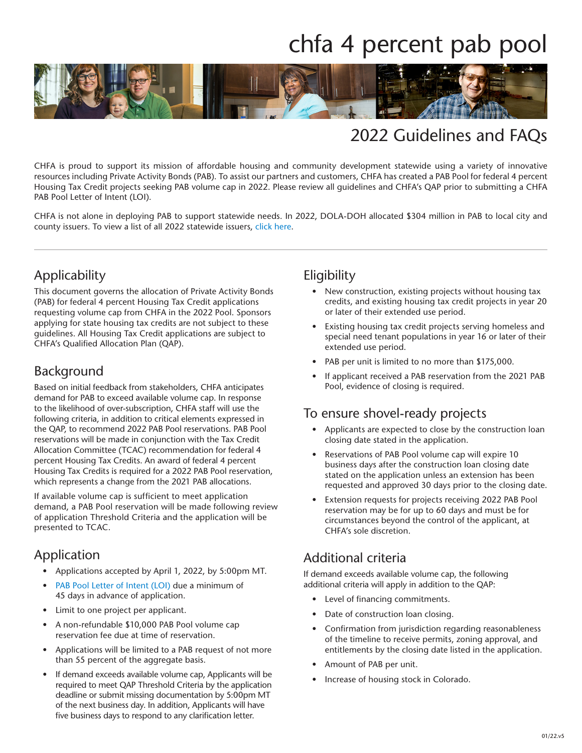# chfa 4 percent pab pool

## 2022 Guidelines and FAQs

CHFA is proud to support its mission of affordable housing and community development statewide using a variety of innovative resources including Private Activity Bonds (PAB). To assist our partners and customers, CHFA has created a PAB Pool for federal 4 percent Housing Tax Credit projects seeking PAB volume cap in 2022. Please review all guidelines and CHFA's QAP prior to submitting a CHFA PAB Pool Letter of Intent (LOI).

CHFA is not alone in deploying PAB to support statewide needs. In 2022, DOLA-DOH allocated $304 million in PAB to local city and county issuers. To view a list of all 2022 statewide issuers, click here.

---

## Applicability

This document governs the allocation of Private Activity Bonds (PAB) for federal 4 percent Housing Tax Credit applications requesting volume cap from CHFA in the 2022 Pool. Sponsors applying for state housing tax credits are not subject to these guidelines. All Housing Tax Credit applications are subject to CHFA's Qualified Allocation Plan (QAP).

## Background

Based on initial feedback from stakeholders, CHFA anticipates demand for PAB to exceed available volume cap. In response to the likelihood of over-subscription, CHFA staff will use the following criteria, in addition to critical elements expressed in the QAP, to recommend 2022 PAB Pool reservations. PAB Pool reservations will be made in conjunction with the Tax Credit Allocation Committee (TCAC) recommendation for federal 4 percent Housing Tax Credits. An award of federal 4 percent Housing Tax Credits is required for a 2022 PAB Pool reservation, which represents a change from the 2021 PAB allocations.

If available volume cap is sufficient to meet application demand, a PAB Pool reservation will be made following review of application Threshold Criteria and the application will be presented to TCAC.

## Application

- Applications accepted by April 1, 2022, by 5:00pm MT.
- PAB Pool Letter of Intent (LOI) due a minimum of 45 days in advance of application.
- Limit to one project per applicant.
- A non-refundable $10,000 PAB Pool volume cap reservation fee due at time of reservation.
- Applications will be limited to a PAB request of not more than 55 percent of the aggregate basis.
- If demand exceeds available volume cap, Applicants will be required to meet QAP Threshold Criteria by the application deadline or submit missing documentation by 5:00pm MT of the next business day. In addition, Applicants will have five business days to respond to any clarification letter.

## Eligibility

- New construction, existing projects without housing tax credits, and existing housing tax credit projects in year 20 or later of their extended use period.
- Existing housing tax credit projects serving homeless and special need tenant populations in year 16 or later of their extended use period.
- PAB per unit is limited to no more than $175,000.
- If applicant received a PAB reservation from the 2021 PAB Pool, evidence of closing is required.

## To ensure shovel-ready projects

- Applicants are expected to close by the construction loan closing date stated in the application.
- Reservations of PAB Pool volume cap will expire 10 business days after the construction loan closing date stated on the application unless an extension has been requested and approved 30 days prior to the closing date.
- Extension requests for projects receiving 2022 PAB Pool reservation may be for up to 60 days and must be for circumstances beyond the control of the applicant, at CHFA's sole discretion.

## Additional criteria

If demand exceeds available volume cap, the following additional criteria will apply in addition to the QAP:

- Level of financing commitments.
- Date of construction loan closing.
- Confirmation from jurisdiction regarding reasonableness of the timeline to receive permits, zoning approval, and entitlements by the closing date listed in the application.
- Amount of PAB per unit.
- Increase of housing stock in Colorado.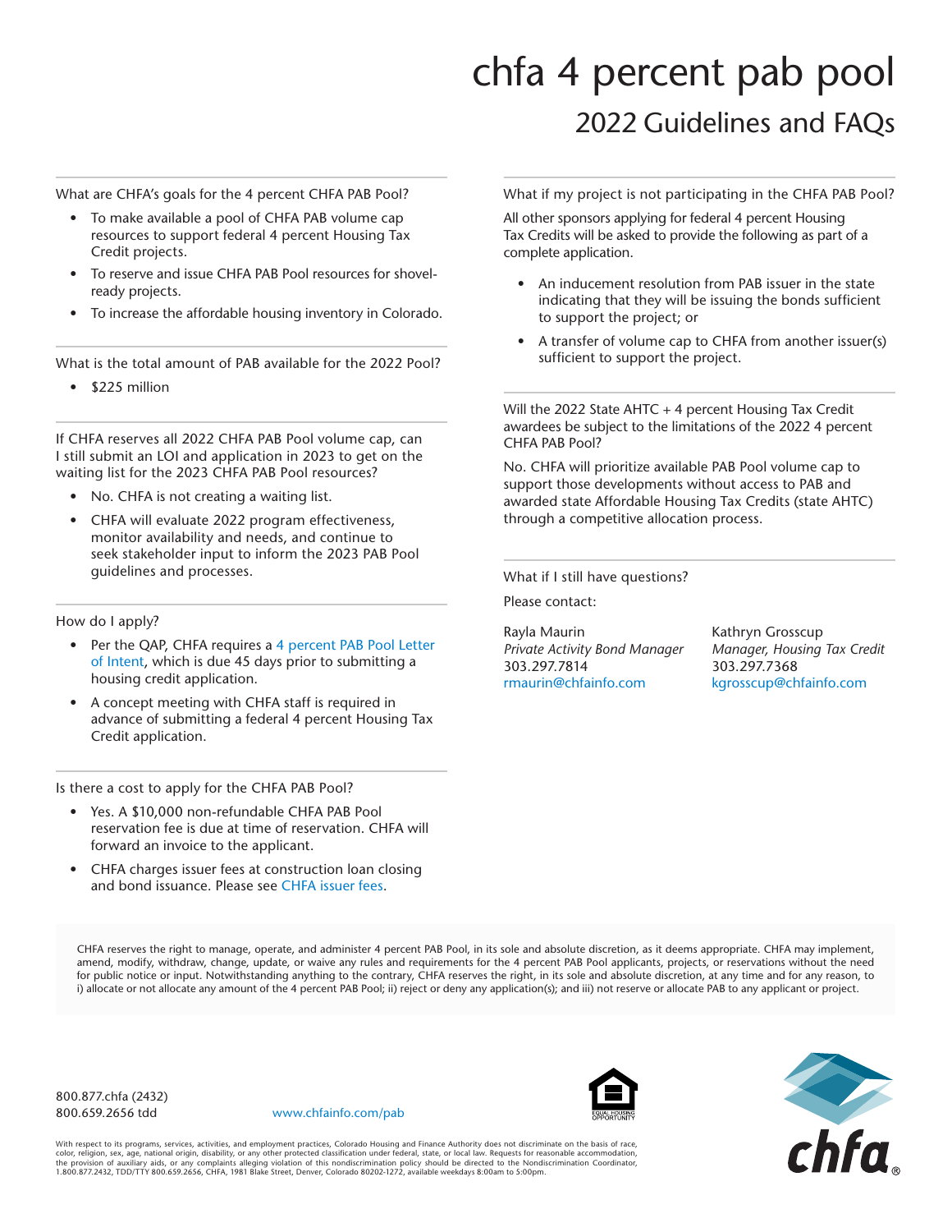# chfa 4 percent pab pool

## 2022 Guidelines and FAQs

What are CHFA's goals for the 4 percent CHFA PAB Pool?

- To make available a pool of CHFA PAB volume cap resources to support federal 4 percent Housing Tax Credit projects.
- To reserve and issue CHFA PAB Pool resources for shovel-ready projects.
- To increase the affordable housing inventory in Colorado.

What is the total amount of PAB available for the 2022 Pool?

- $225 million

If CHFA reserves all 2022 CHFA PAB Pool volume cap, can I still submit an LOI and application in 2023 to get on the waiting list for the 2023 CHFA PAB Pool resources?

- No. CHFA is not creating a waiting list.
- CHFA will evaluate 2022 program effectiveness, monitor availability and needs, and continue to seek stakeholder input to inform the 2023 PAB Pool guidelines and processes.

How do I apply?

- Per the QAP, CHFA requires a 4 percent PAB Pool Letter of Intent, which is due 45 days prior to submitting a housing credit application.
- A concept meeting with CHFA staff is required in advance of submitting a federal 4 percent Housing Tax Credit application.

Is there a cost to apply for the CHFA PAB Pool?

- Yes. A $10,000 non-refundable CHFA PAB Pool reservation fee is due at time of reservation. CHFA will forward an invoice to the applicant.
- CHFA charges issuer fees at construction loan closing and bond issuance. Please see CHFA issuer fees.

What if my project is not participating in the CHFA PAB Pool?

All other sponsors applying for federal 4 percent Housing Tax Credits will be asked to provide the following as part of a complete application.

- An inducement resolution from PAB issuer in the state indicating that they will be issuing the bonds sufficient to support the project; or
- A transfer of volume cap to CHFA from another issuer(s) sufficient to support the project.

Will the 2022 State AHTC + 4 percent Housing Tax Credit awardees be subject to the limitations of the 2022 4 percent CHFA PAB Pool?

No. CHFA will prioritize available PAB Pool volume cap to support those developments without access to PAB and awarded state Affordable Housing Tax Credits (state AHTC) through a competitive allocation process.

What if I still have questions?

Please contact:

Rayla Maurin
*Private Activity Bond Manager*
303.297.7814
rmaurin@chfainfo.com

Kathryn Grosscup
*Manager, Housing Tax Credit*
303.297.7368
kgrosscup@chfainfo.com

CHFA reserves the right to manage, operate, and administer 4 percent PAB Pool, in its sole and absolute discretion, as it deems appropriate. CHFA may implement, amend, modify, withdraw, change, update, or waive any rules and requirements for the 4 percent PAB Pool applicants, projects, or reservations without the need for public notice or input. Notwithstanding anything to the contrary, CHFA reserves the right, in its sole and absolute discretion, at any time and for any reason, to i) allocate or not allocate any amount of the 4 percent PAB Pool; ii) reject or deny any application(s); and iii) not reserve or allocate PAB to any applicant or project.

800.877.chfa (2432)
800.659.2656 tdd

www.chfainfo.com/pab

With respect to its programs, services, activities, and employment practices, Colorado Housing and Finance Authority does not discriminate on the basis of race, color, religion, sex, age, national origin, disability, or any other protected classification under federal, state, or local law. Requests for reasonable accommodation, the provision of auxiliary aids, or any complaints alleging violation of this nondiscrimination policy should be directed to the Nondiscrimination Coordinator, 1.800.877.2432, TDD/TTY 800.659.2656, CHFA, 1981 Blake Street, Denver, Colorado 80202-1272, available weekdays 8:00am to 5:00pm.